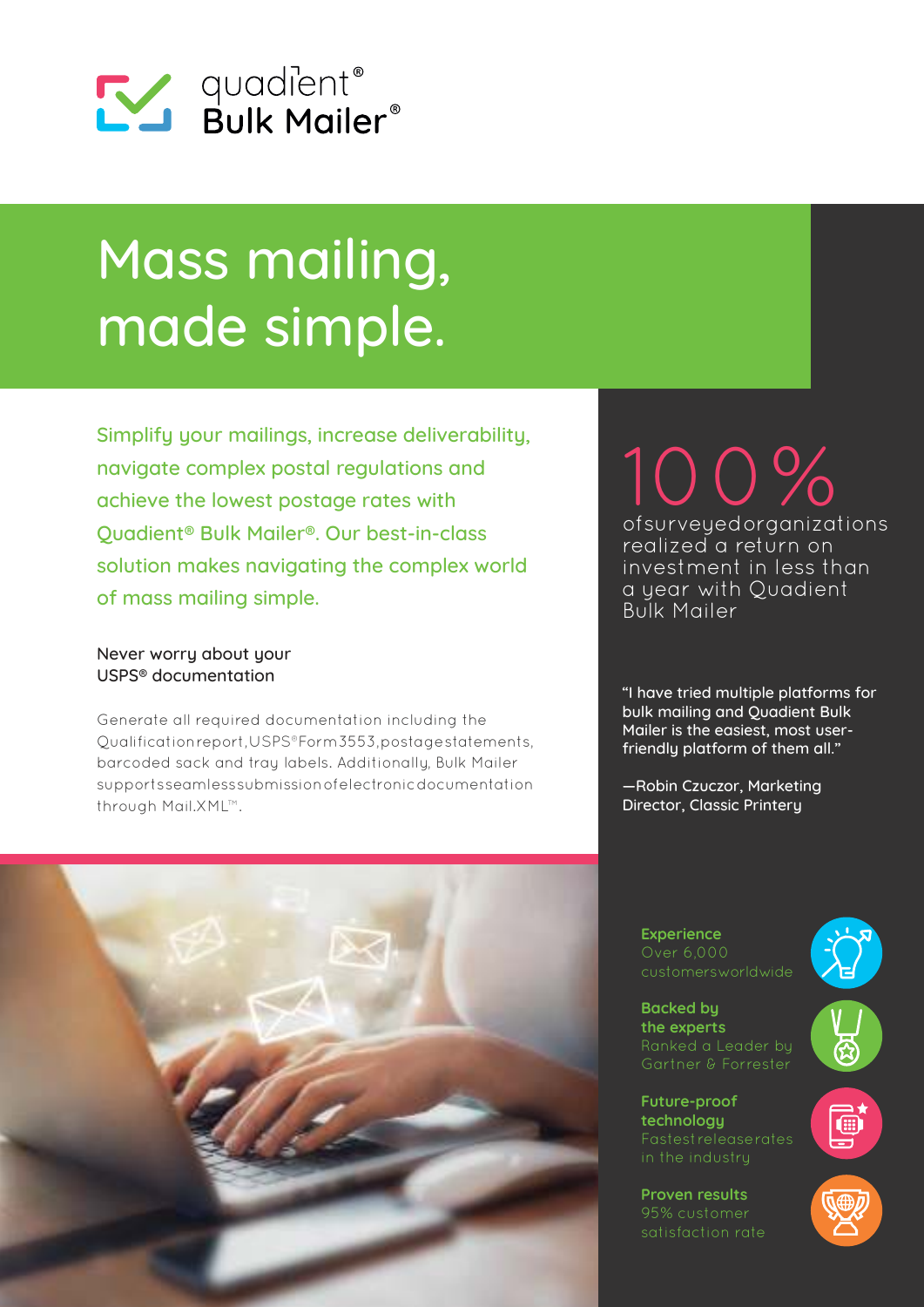quadient®
Bulk Mailer®

# Mass mailing, made simple.

Simplify your mailings, increase deliverability, navigate complex postal regulations and achieve the lowest postage rates with Quadient® Bulk Mailer®. Our best-in-class solution makes navigating the complex world of mass mailing simple.

### Never worry about your USPS® documentation

Generate all required documentation including the Qualification report, USPS® Form 3553, postage statements, barcoded sack and tray labels. Additionally, Bulk Mailer supports seamless submission of electronic documentation through Mail.XML™.

**100%** of surveyed organizations realized a return on investment in less than a year with Quadient Bulk Mailer

"I have tried multiple platforms for bulk mailing and Quadient Bulk Mailer is the easiest, most user-friendly platform of them all."

—Robin Czuczor, Marketing Director, Classic Printery

**Experience**
Over 6,000 customers worldwide

**Backed by the experts**
Ranked a Leader by Gartner & Forrester

**Future-proof technology**
Fastest release rates in the industry

**Proven results**
95% customer satisfaction rate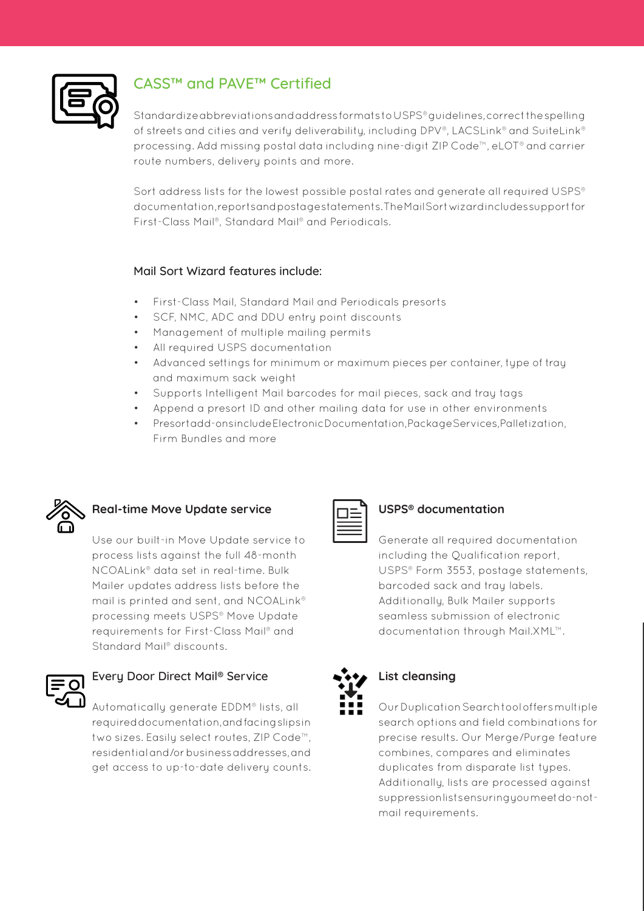## CASS™ and PAVE™ Certified

Standardize abbreviations and address formats to USPS® guidelines, correct the spelling of streets and cities and verify deliverability, including DPV®, LACSLink® and SuiteLink® processing. Add missing postal data including nine-digit ZIP Code™, eLOT® and carrier route numbers, delivery points and more.

Sort address lists for the lowest possible postal rates and generate all required USPS® documentation, reports and postage statements. The Mail Sort wizard includes support for First-Class Mail®, Standard Mail® and Periodicals.

### Mail Sort Wizard features include:

- First-Class Mail, Standard Mail and Periodicals presorts
- SCF, NMC, ADC and DDU entry point discounts
- Management of multiple mailing permits
- All required USPS documentation
- Advanced settings for minimum or maximum pieces per container, type of tray and maximum sack weight
- Supports Intelligent Mail barcodes for mail pieces, sack and tray tags
- Append a presort ID and other mailing data for use in other environments
- Presort add-ons include Electronic Documentation, Package Services, Palletization, Firm Bundles and more

### Real-time Move Update service

Use our built-in Move Update service to process lists against the full 48-month NCOALink® data set in real-time. Bulk Mailer updates address lists before the mail is printed and sent, and NCOALink® processing meets USPS® Move Update requirements for First-Class Mail® and Standard Mail® discounts.

### Every Door Direct Mail® Service

Automatically generate EDDM® lists, all required documentation, and facing slips in two sizes. Easily select routes, ZIP Code™, residential and/or business addresses, and get access to up-to-date delivery counts.

### USPS® documentation

Generate all required documentation including the Qualification report, USPS® Form 3553, postage statements, barcoded sack and tray labels. Additionally, Bulk Mailer supports seamless submission of electronic documentation through Mail.XML™.

### List cleansing

Our Duplication Search tool offers multiple search options and field combinations for precise results. Our Merge/Purge feature combines, compares and eliminates duplicates from disparate list types. Additionally, lists are processed against suppression lists ensuring you meet do-not-mail requirements.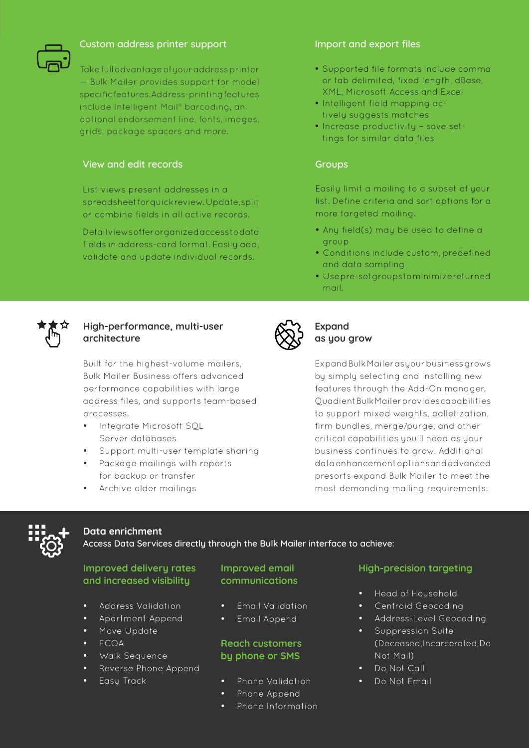## Custom address printer support

Take full advantage of your address printer — Bulk Mailer provides support for model specific features. Address-printing features include Intelligent Mail® barcoding, an optional endorsement line, fonts, images, grids, package spacers and more.

## View and edit records

List views present addresses in a spreadsheet for quick review. Update, split or combine fields in all active records.

Detail views offer organized access to data fields in address-card format. Easily add, validate and update individual records.

## Import and export files

- Supported file formats include comma or tab delimited, fixed length, dBase, XML, Microsoft Access and Excel
- Intelligent field mapping actively suggests matches
- Increase productivity – save settings for similar data files

## Groups

Easily limit a mailing to a subset of your list. Define criteria and sort options for a more targeted mailing.

- Any field(s) may be used to define a group
- Conditions include custom, predefined and data sampling
- Use pre-set groups to minimize returned mail.

## High-performance, multi-user architecture

Built for the highest-volume mailers, Bulk Mailer Business offers advanced performance capabilities with large address files, and supports team-based processes.

- Integrate Microsoft SQL Server databases
- Support multi-user template sharing
- Package mailings with reports for backup or transfer
- Archive older mailings

## Expand as you grow

Expand Bulk Mailer as your business grows by simply selecting and installing new features through the Add-On manager. Quadient Bulk Mailer provides capabilities to support mixed weights, palletization, firm bundles, merge/purge, and other critical capabilities you'll need as your business continues to grow. Additional data enhancement options and advanced presorts expand Bulk Mailer to meet the most demanding mailing requirements.

## Data enrichment

Access Data Services directly through the Bulk Mailer interface to achieve:

### Improved delivery rates and increased visibility

- Address Validation
- Apartment Append
- Move Update
- ECOA
- Walk Sequence
- Reverse Phone Append
- Easy Track

### Improved email communications

- Email Validation
- Email Append

### Reach customers by phone or SMS

- Phone Validation
- Phone Append
- Phone Information

### High-precision targeting

- Head of Household
- Centroid Geocoding
- Address-Level Geocoding
- Suppression Suite (Deceased, Incarcerated, Do Not Mail)
- Do Not Call
- Do Not Email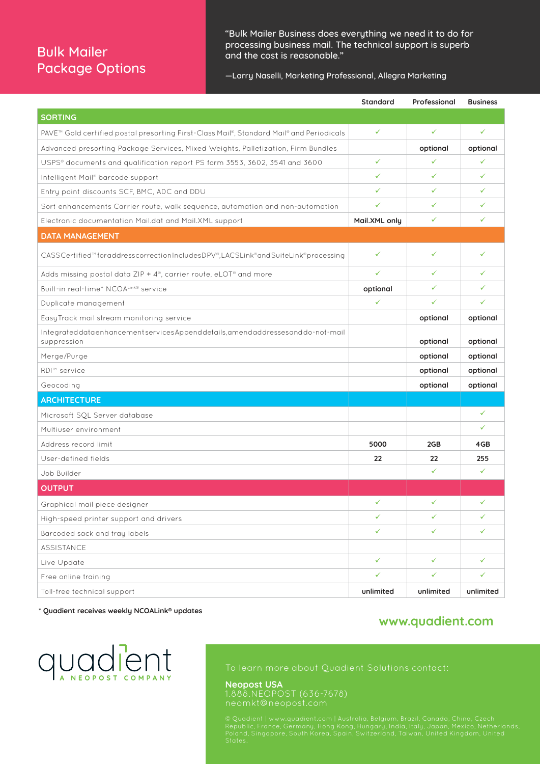# Bulk Mailer Package Options

"Bulk Mailer Business does everything we need it to do for processing business mail. The technical support is superb and the cost is reasonable."

—Larry Naselli, Marketing Professional, Allegra Marketing

| | Standard | Professional | Business |
|---|---|---|---|
| **SORTING** | | | |
| PAVE™ Gold certified postal presorting First-Class Mail®, Standard Mail® and Periodicals | ✓ | ✓ | ✓ |
| Advanced presorting Package Services, Mixed Weights, Palletization, Firm Bundles | | optional | optional |
| USPS® documents and qualification report PS form 3553, 3602, 3541 and 3600 | ✓ | ✓ | ✓ |
| Intelligent Mail® barcode support | ✓ | ✓ | ✓ |
| Entry point discounts SCF, BMC, ADC and DDU | ✓ | ✓ | ✓ |
| Sort enhancements Carrier route, walk sequence, automation and non-automation | ✓ | ✓ | ✓ |
| Electronic documentation Mail.dat and Mail.XML support | Mail.XML only | ✓ | ✓ |
| **DATA MANAGEMENT** | | | |
| CASS Certified™ for address correction Includes DPV®, LACSLink® and SuiteLink® processing | ✓ | ✓ | ✓ |
| Adds missing postal data ZIP + 4®, carrier route, eLOT® and more | ✓ | ✓ | ✓ |
| Built-in real-time* NCOALink® service | optional | ✓ | ✓ |
| Duplicate management | ✓ | ✓ | ✓ |
| EasyTrack mail stream monitoring service | | optional | optional |
| Integrated data enhancement services Append details, amend addresses and do-not-mail suppression | | optional | optional |
| Merge/Purge | | optional | optional |
| RDI™ service | | optional | optional |
| Geocoding | | optional | optional |
| **ARCHITECTURE** | | | |
| Microsoft SQL Server database | | | ✓ |
| Multiuser environment | | | ✓ |
| Address record limit | 5000 | 2GB | 4GB |
| User-defined fields | 22 | 22 | 255 |
| Job Builder | | ✓ | ✓ |
| **OUTPUT** | | | |
| Graphical mail piece designer | ✓ | ✓ | ✓ |
| High-speed printer support and drivers | ✓ | ✓ | ✓ |
| Barcoded sack and tray labels | ✓ | ✓ | ✓ |
| ASSISTANCE | | | |
| Live Update | ✓ | ✓ | ✓ |
| Free online training | ✓ | ✓ | ✓ |
| Toll-free technical support | unlimited | unlimited | unlimited |

**\* Quadient receives weekly NCOALink® updates**

**www.quadient.com**

quadient A NEOPOST COMPANY

To learn more about Quadient Solutions contact:

**Neopost USA**
1.888.NEOPOST (636-7678)
neomkt@neopost.com

© Quadient | www.quadient.com | Australia, Belgium, Brazil, Canada, China, Czech Republic, France, Germany, Hong Kong, Hungary, India, Italy, Japan, Mexico, Netherlands, Poland, Singapore, South Korea, Spain, Switzerland, Taiwan, United Kingdom, United States.